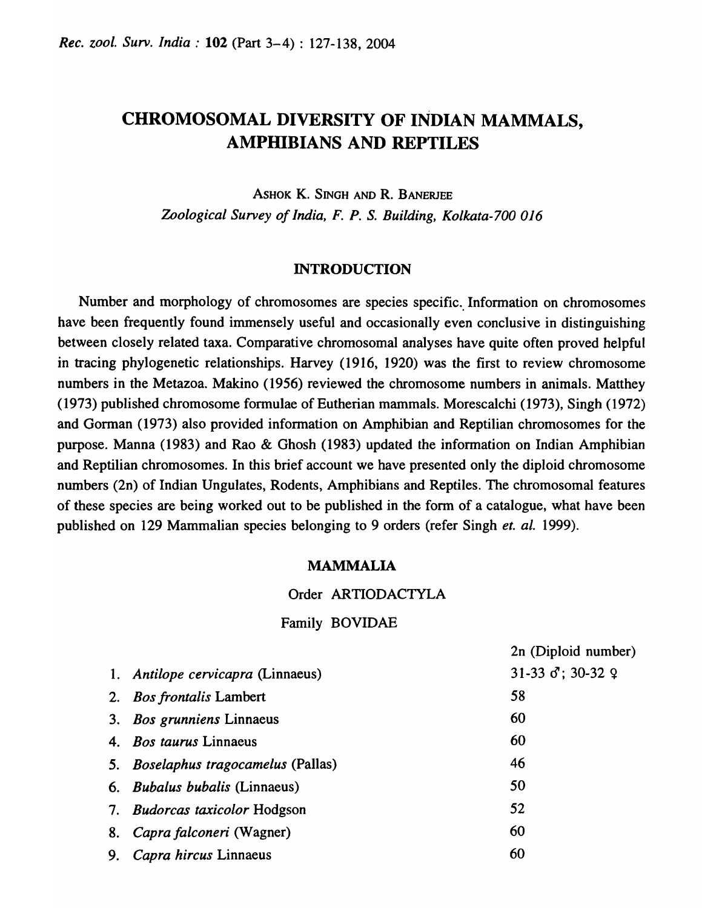# CHROMOSOMAL DIVERSITY OF INDIAN MAMMALS, AMPHIBIANS AND REPTILES

ASHOK K. SINGH AND R. BANERJEE

*Zoological Survey of India, F. P. S. Building, Kolkata-700 016*

## INTRODUCTION

Number and morphology of chromosomes are species specific. Information on chromosomes have been frequently found immensely useful and occasionally even conclusive in distinguishing between closely related taxa. Comparative chromosomal analyses have quite often proved helpful in tracing phylogenetic relationships. Harvey (1916, 1920) was the first to review chromosome numbers in the Metazoa. Makino (1956) reviewed the chromosome numbers in animals. Matthey (1973) published chromosome formulae of Eutherian mammals. Morescalchi (1973), Singh (1972) and Gorman (1973) also provided information on Amphibian and Reptilian chromosomes for the purpose. Manna (1983) and Rao & Ghosh (1983) updated the information on Indian Amphibian and Reptilian chromosomes. In this brief account we have presented only the diploid chromosome numbers (2n) of Indian Ungulates, Rodents, Amphibians and Reptiles. The chromosomal features of these species are being worked out to be published in the form of a catalogue, what have been published on 129 Mammalian species belonging to 9 orders (refer Singh *et. al.* 1999).

## MAMMALIA

### Order ARTIODACTYLA

### Family BOVIDAE

| | 2n (Diploid number) |
|---|---|
| 1. *Antilope cervicapra* (Linnaeus) | 31-33 ♂; 30-32 ♀ |
| 2. *Bos frontalis* Lambert | 58 |
| 3. *Bos grunniens* Linnaeus | 60 |
| 4. *Bos taurus* Linnaeus | 60 |
| 5. *Boselaphus tragocamelus* (Pallas) | 46 |
| 6. *Bubalus bubalis* (Linnaeus) | 50 |
| 7. *Budorcas taxicolor* Hodgson | 52 |
| 8. *Capra falconeri* (Wagner) | 60 |
| 9. *Capra hircus* Linnaeus | 60 |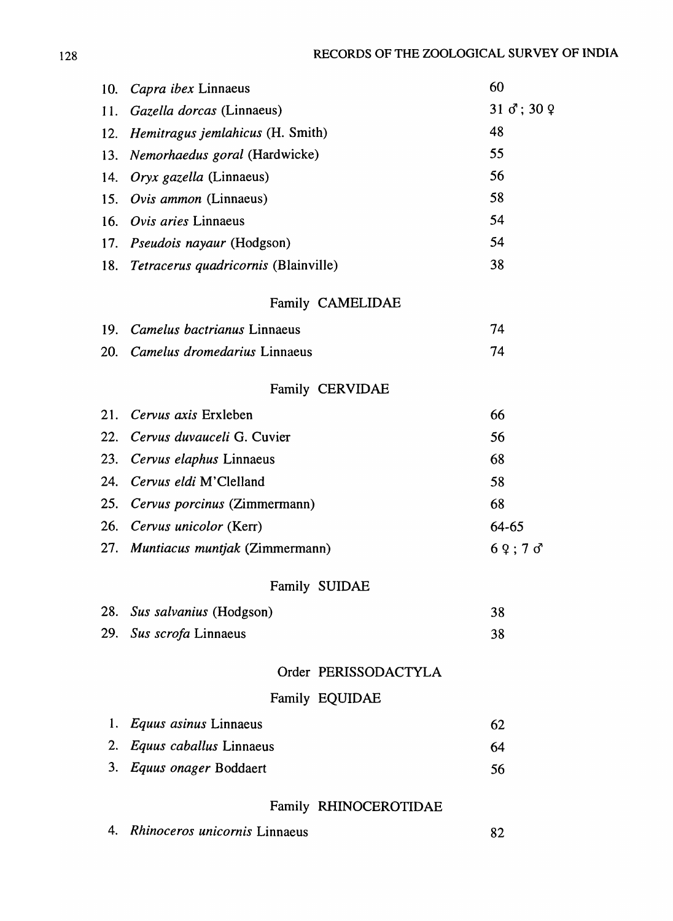| | | |
|---|---|---|
| 10. | *Capra ibex* Linnaeus | 60 |
| 11. | *Gazella dorcas* (Linnaeus) | 31 ♂; 30 ♀ |
| 12. | *Hemitragus jemlahicus* (H. Smith) | 48 |
| 13. | *Nemorhaedus goral* (Hardwicke) | 55 |
| 14. | *Oryx gazella* (Linnaeus) | 56 |
| 15. | *Ovis ammon* (Linnaeus) | 58 |
| 16. | *Ovis aries* Linnaeus | 54 |
| 17. | *Pseudois nayaur* (Hodgson) | 54 |
| 18. | *Tetracerus quadricornis* (Blainville) | 38 |

### Family CAMELIDAE

| | | |
|---|---|---|
| 19. | *Camelus bactrianus* Linnaeus | 74 |
| 20. | *Camelus dromedarius* Linnaeus | 74 |

### Family CERVIDAE

| | | |
|---|---|---|
| 21. | *Cervus axis* Erxleben | 66 |
| 22. | *Cervus duvauceli* G. Cuvier | 56 |
| 23. | *Cervus elaphus* Linnaeus | 68 |
| 24. | *Cervus eldi* M'Clelland | 58 |
| 25. | *Cervus porcinus* (Zimmermann) | 68 |
| 26. | *Cervus unicolor* (Kerr) | 64-65 |
| 27. | *Muntiacus muntjak* (Zimmermann) | 6 ♀; 7 ♂ |

### Family SUIDAE

| | | |
|---|---|---|
| 28. | *Sus salvanius* (Hodgson) | 38 |
| 29. | *Sus scrofa* Linnaeus | 38 |

## Order PERISSODACTYLA

### Family EQUIDAE

| | | |
|---|---|---|
| 1. | *Equus asinus* Linnaeus | 62 |
| 2. | *Equus caballus* Linnaeus | 64 |
| 3. | *Equus onager* Boddaert | 56 |

### Family RHINOCEROTIDAE

| | | |
|---|---|---|
| 4. | *Rhinoceros unicornis* Linnaeus | 82 |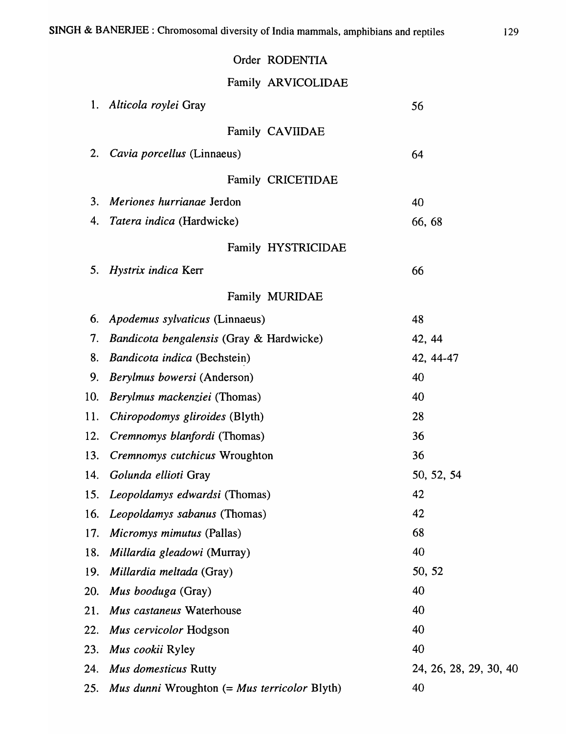Order RODENTIA

Family ARVICOLIDAE

| | | |
|---|---|---|
| 1. | *Alticola roylei* Gray | 56 |

Family CAVIIDAE

| | | |
|---|---|---|
| 2. | *Cavia porcellus* (Linnaeus) | 64 |

Family CRICETIDAE

| | | |
|---|---|---|
| 3. | *Meriones hurrianae* Jerdon | 40 |
| 4. | *Tatera indica* (Hardwicke) | 66, 68 |

Family HYSTRICIDAE

| | | |
|---|---|---|
| 5. | *Hystrix indica* Kerr | 66 |

Family MURIDAE

| | | |
|---|---|---|
| 6. | *Apodemus sylvaticus* (Linnaeus) | 48 |
| 7. | *Bandicota bengalensis* (Gray & Hardwicke) | 42, 44 |
| 8. | *Bandicota indica* (Bechstein) | 42, 44-47 |
| 9. | *Berylmus bowersi* (Anderson) | 40 |
| 10. | *Berylmus mackenziei* (Thomas) | 40 |
| 11. | *Chiropodomys gliroides* (Blyth) | 28 |
| 12. | *Cremnomys blanfordi* (Thomas) | 36 |
| 13. | *Cremnomys cutchicus* Wroughton | 36 |
| 14. | *Golunda ellioti* Gray | 50, 52, 54 |
| 15. | *Leopoldamys edwardsi* (Thomas) | 42 |
| 16. | *Leopoldamys sabanus* (Thomas) | 42 |
| 17. | *Micromys mimutus* (Pallas) | 68 |
| 18. | *Millardia gleadowi* (Murray) | 40 |
| 19. | *Millardia meltada* (Gray) | 50, 52 |
| 20. | *Mus booduga* (Gray) | 40 |
| 21. | *Mus castaneus* Waterhouse | 40 |
| 22. | *Mus cervicolor* Hodgson | 40 |
| 23. | *Mus cookii* Ryley | 40 |
| 24. | *Mus domesticus* Rutty | 24, 26, 28, 29, 30, 40 |
| 25. | *Mus dunni* Wroughton (= *Mus terricolor* Blyth) | 40 |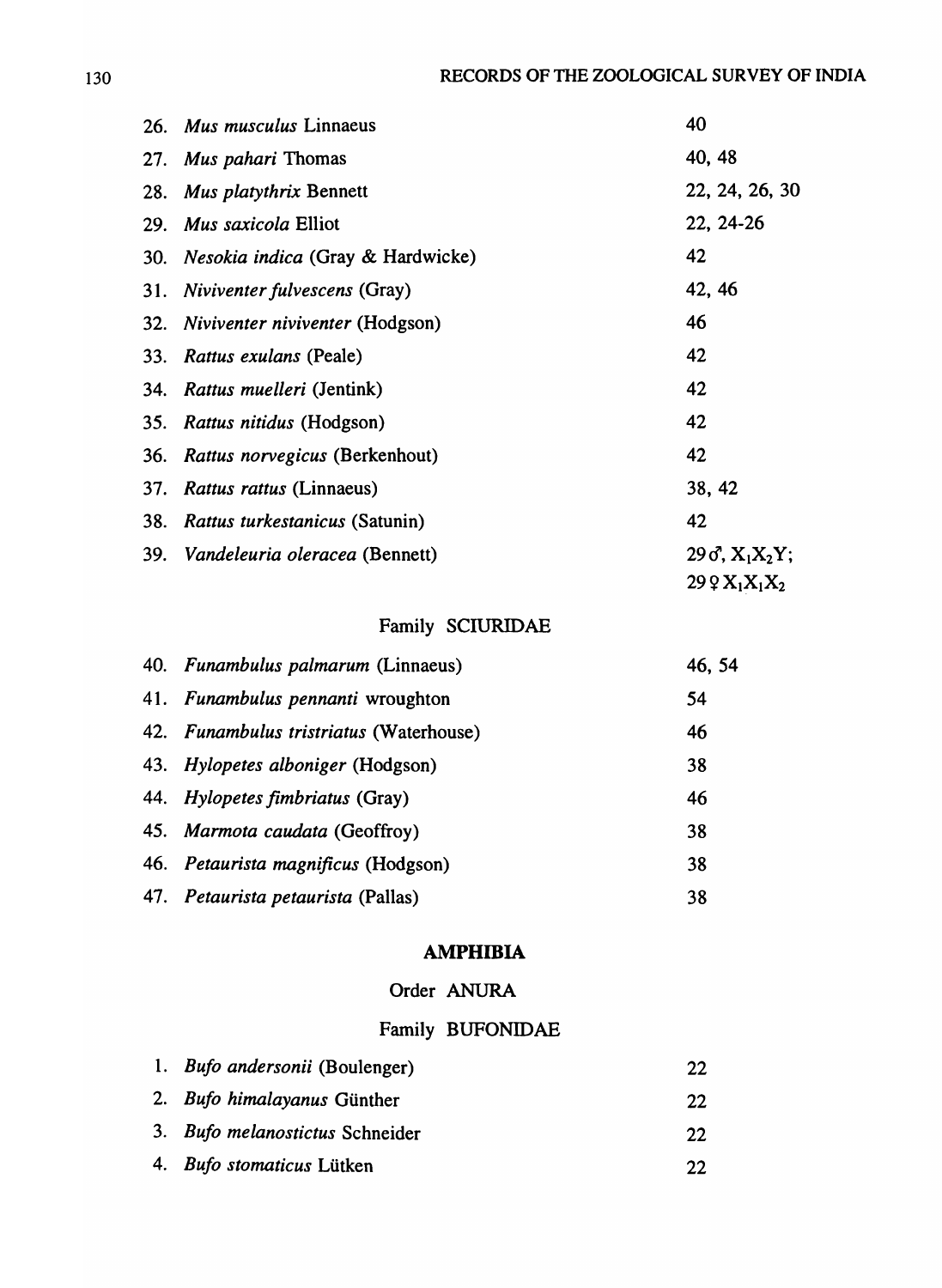| | |
|---|---|
| 26. *Mus musculus* Linnaeus | 40 |
| 27. *Mus pahari* Thomas | 40, 48 |
| 28. *Mus platythrix* Bennett | 22, 24, 26, 30 |
| 29. *Mus saxicola* Elliot | 22, 24-26 |
| 30. *Nesokia indica* (Gray & Hardwicke) | 42 |
| 31. *Niviventer fulvescens* (Gray) | 42, 46 |
| 32. *Niviventer niviventer* (Hodgson) | 46 |
| 33. *Rattus exulans* (Peale) | 42 |
| 34. *Rattus muelleri* (Jentink) | 42 |
| 35. *Rattus nitidus* (Hodgson) | 42 |
| 36. *Rattus norvegicus* (Berkenhout) | 42 |
| 37. *Rattus rattus* (Linnaeus) | 38, 42 |
| 38. *Rattus turkestanicus* (Satunin) | 42 |
| 39. *Vandeleuria oleracea* (Bennett) | 29♂, $X_1X_2Y$; 29♀ $X_1X_1X_2$ |

Family SCIURIDAE

| | |
|---|---|
| 40. *Funambulus palmarum* (Linnaeus) | 46, 54 |
| 41. *Funambulus pennanti* wroughton | 54 |
| 42. *Funambulus tristriatus* (Waterhouse) | 46 |
| 43. *Hylopetes alboniger* (Hodgson) | 38 |
| 44. *Hylopetes fimbriatus* (Gray) | 46 |
| 45. *Marmota caudata* (Geoffroy) | 38 |
| 46. *Petaurista magnificus* (Hodgson) | 38 |
| 47. *Petaurista petaurista* (Pallas) | 38 |

**AMPHIBIA**

Order ANURA

Family BUFONIDAE

| | |
|---|---|
| 1. *Bufo andersonii* (Boulenger) | 22 |
| 2. *Bufo himalayanus* Günther | 22 |
| 3. *Bufo melanostictus* Schneider | 22 |
| 4. *Bufo stomaticus* Lütken | 22 |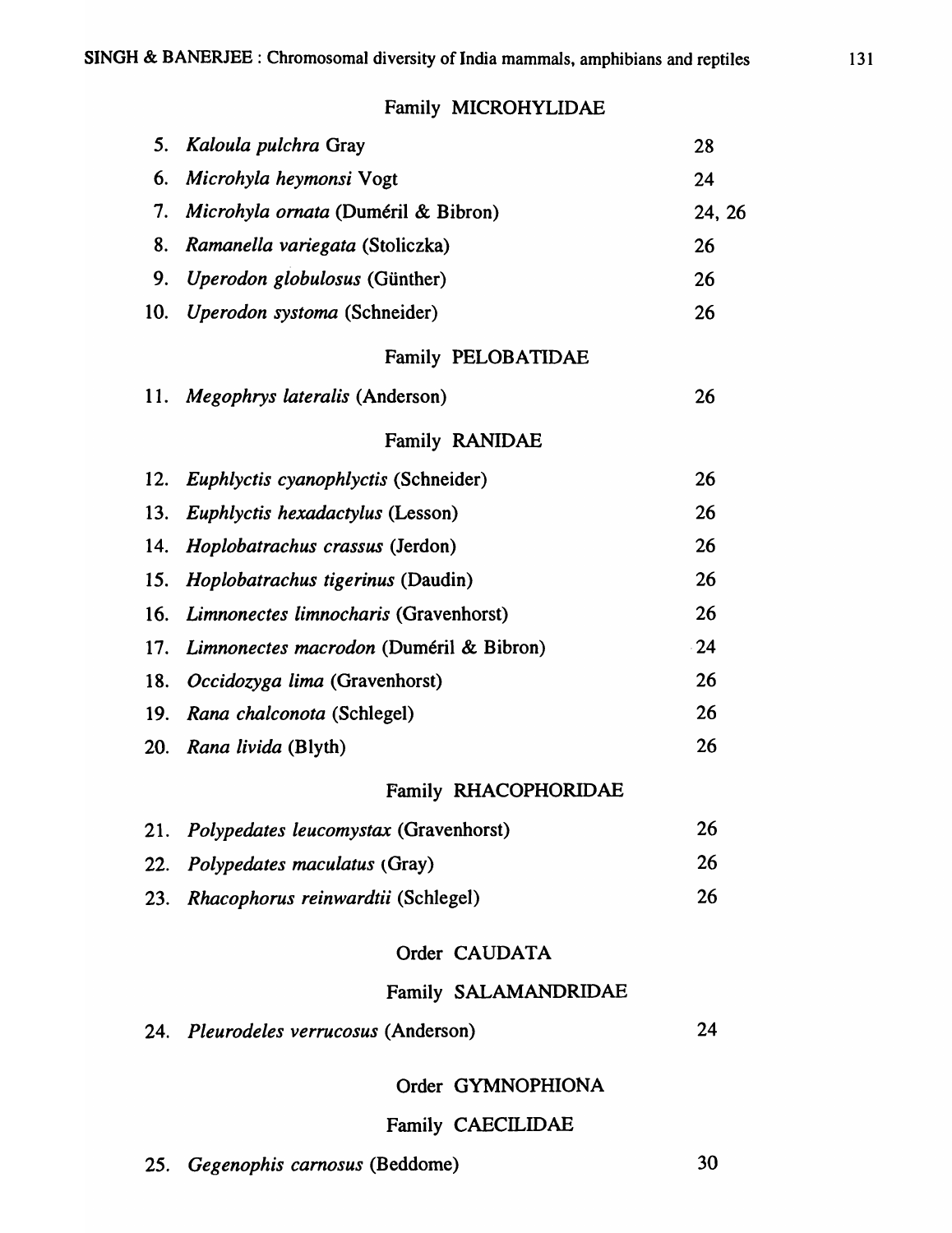Family MICROHYLIDAE

| | | |
|---|---|---|
| 5. | *Kaloula pulchra* Gray | 28 |
| 6. | *Microhyla heymonsi* Vogt | 24 |
| 7. | *Microhyla ornata* (Duméril & Bibron) | 24, 26 |
| 8. | *Ramanella variegata* (Stoliczka) | 26 |
| 9. | *Uperodon globulosus* (Günther) | 26 |
| 10. | *Uperodon systoma* (Schneider) | 26 |

Family PELOBATIDAE

| | | |
|---|---|---|
| 11. | *Megophrys lateralis* (Anderson) | 26 |

Family RANIDAE

| | | |
|---|---|---|
| 12. | *Euphlyctis cyanophlyctis* (Schneider) | 26 |
| 13. | *Euphlyctis hexadactylus* (Lesson) | 26 |
| 14. | *Hoplobatrachus crassus* (Jerdon) | 26 |
| 15. | *Hoplobatrachus tigerinus* (Daudin) | 26 |
| 16. | *Limnonectes limnocharis* (Gravenhorst) | 26 |
| 17. | *Limnonectes macrodon* (Duméril & Bibron) | 24 |
| 18. | *Occidozyga lima* (Gravenhorst) | 26 |
| 19. | *Rana chalconota* (Schlegel) | 26 |
| 20. | *Rana livida* (Blyth) | 26 |

Family RHACOPHORIDAE

| | | |
|---|---|---|
| 21. | *Polypedates leucomystax* (Gravenhorst) | 26 |
| 22. | *Polypedates maculatus* (Gray) | 26 |
| 23. | *Rhacophorus reinwardtii* (Schlegel) | 26 |

Order CAUDATA

Family SALAMANDRIDAE

| | | |
|---|---|---|
| 24. | *Pleurodeles verrucosus* (Anderson) | 24 |

Order GYMNOPHIONA

Family CAECILIDAE

| | | |
|---|---|---|
| 25. | *Gegenophis carnosus* (Beddome) | 30 |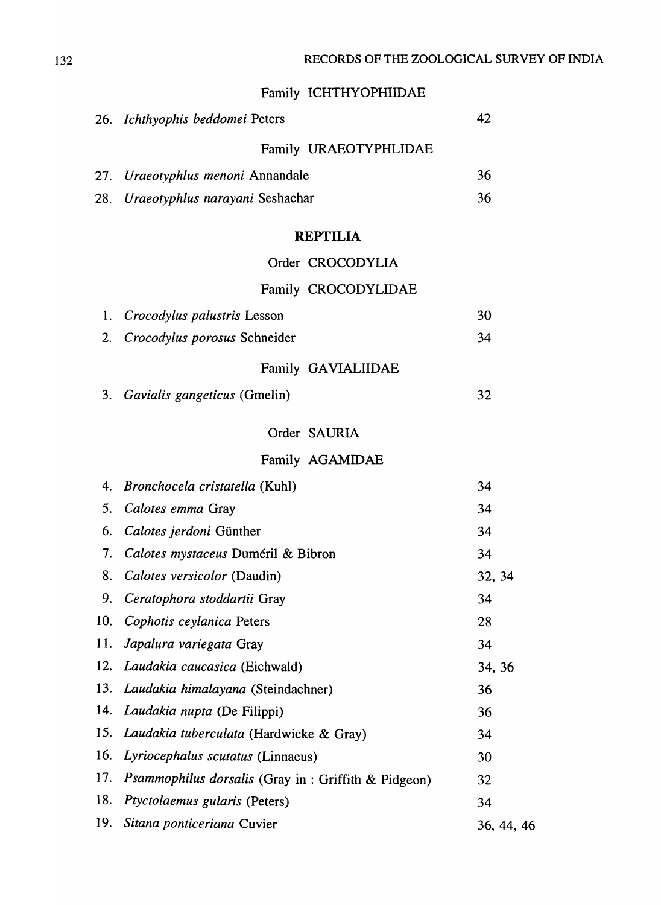Family ICHTHYOPHIIDAE

| | | |
|---|---|---|
| 26. | *Ichthyophis beddomei* Peters | 42 |

Family URAEOTYPHLIDAE

| | | |
|---|---|---|
| 27. | *Uraeotyphlus menoni* Annandale | 36 |
| 28. | *Uraeotyphlus narayani* Seshachar | 36 |

## REPTILIA

Order CROCODYLIA

Family CROCODYLIDAE

| | | |
|---|---|---|
| 1. | *Crocodylus palustris* Lesson | 30 |
| 2. | *Crocodylus porosus* Schneider | 34 |

Family GAVIALIIDAE

| | | |
|---|---|---|
| 3. | *Gavialis gangeticus* (Gmelin) | 32 |

Order SAURIA

Family AGAMIDAE

| | | |
|---|---|---|
| 4. | *Bronchocela cristatella* (Kuhl) | 34 |
| 5. | *Calotes emma* Gray | 34 |
| 6. | *Calotes jerdoni* Günther | 34 |
| 7. | *Calotes mystaceus* Duméril & Bibron | 34 |
| 8. | *Calotes versicolor* (Daudin) | 32, 34 |
| 9. | *Ceratophora stoddartii* Gray | 34 |
| 10. | *Cophotis ceylanica* Peters | 28 |
| 11. | *Japalura variegata* Gray | 34 |
| 12. | *Laudakia caucasica* (Eichwald) | 34, 36 |
| 13. | *Laudakia himalayana* (Steindachner) | 36 |
| 14. | *Laudakia nupta* (De Filippi) | 36 |
| 15. | *Laudakia tuberculata* (Hardwicke & Gray) | 34 |
| 16. | *Lyriocephalus scutatus* (Linnaeus) | 30 |
| 17. | *Psammophilus dorsalis* (Gray in : Griffith & Pidgeon) | 32 |
| 18. | *Ptyctolaemus gularis* (Peters) | 34 |
| 19. | *Sitana ponticeriana* Cuvier | 36, 44, 46 |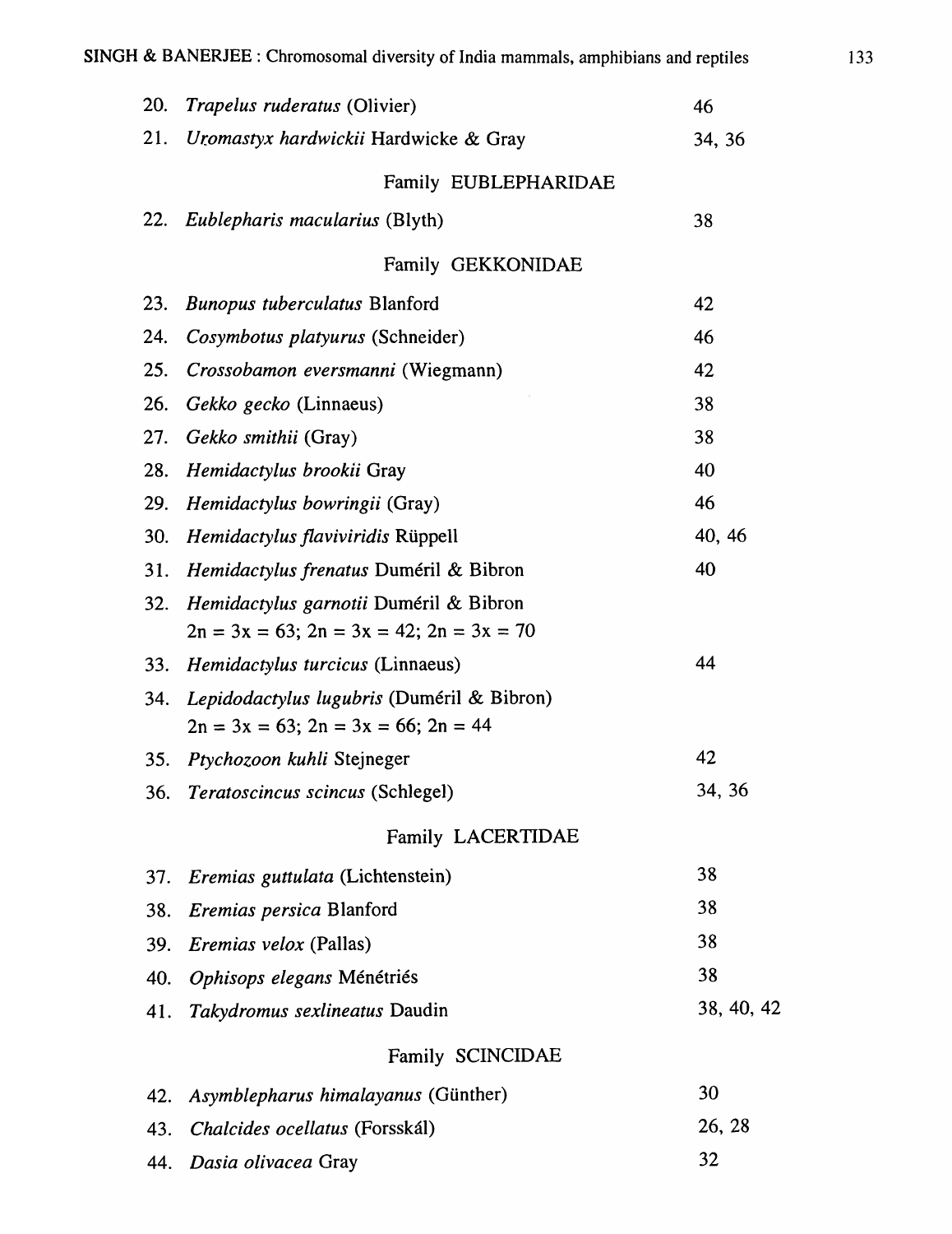| | | |
|---|---|---|
| 20. | *Trapelus ruderatus* (Olivier) | 46 |
| 21. | *Uromastyx hardwickii* Hardwicke & Gray | 34, 36 |
| | **Family EUBLEPHARIDAE** | |
| 22. | *Eublepharis macularius* (Blyth) | 38 |
| | **Family GEKKONIDAE** | |
| 23. | *Bunopus tuberculatus* Blanford | 42 |
| 24. | *Cosymbotus platyurus* (Schneider) | 46 |
| 25. | *Crossobamon eversmanni* (Wiegmann) | 42 |
| 26. | *Gekko gecko* (Linnaeus) | 38 |
| 27. | *Gekko smithii* (Gray) | 38 |
| 28. | *Hemidactylus brookii* Gray | 40 |
| 29. | *Hemidactylus bowringii* (Gray) | 46 |
| 30. | *Hemidactylus flaviviridis* Rüppell | 40, 46 |
| 31. | *Hemidactylus frenatus* Duméril & Bibron | 40 |
| 32. | *Hemidactylus garnotii* Duméril & Bibron<br>2n = 3x = 63; 2n = 3x = 42; 2n = 3x = 70 | |
| 33. | *Hemidactylus turcicus* (Linnaeus) | 44 |
| 34. | *Lepidodactylus lugubris* (Duméril & Bibron)<br>2n = 3x = 63; 2n = 3x = 66; 2n = 44 | |
| 35. | *Ptychozoon kuhli* Stejneger | 42 |
| 36. | *Teratoscincus scincus* (Schlegel) | 34, 36 |
| | **Family LACERTIDAE** | |
| 37. | *Eremias guttulata* (Lichtenstein) | 38 |
| 38. | *Eremias persica* Blanford | 38 |
| 39. | *Eremias velox* (Pallas) | 38 |
| 40. | *Ophisops elegans* Ménétriés | 38 |
| 41. | *Takydromus sexlineatus* Daudin | 38, 40, 42 |
| | **Family SCINCIDAE** | |
| 42. | *Asymblepharus himalayanus* (Günther) | 30 |
| 43. | *Chalcides ocellatus* (Forsskål) | 26, 28 |
| 44. | *Dasia olivacea* Gray | 32 |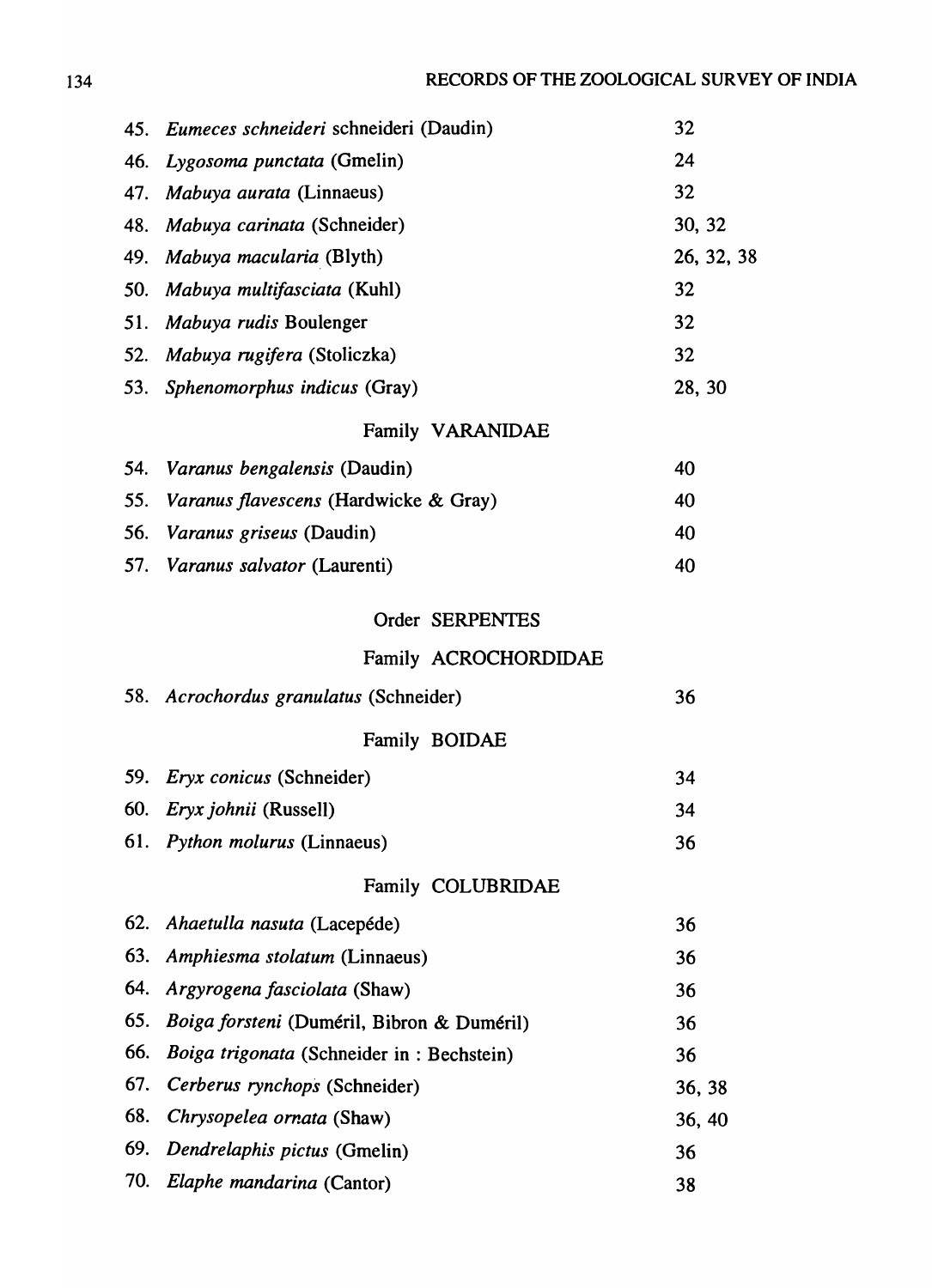| | |
|---|---|
| 45. *Eumeces schneideri* schneideri (Daudin) | 32 |
| 46. *Lygosoma punctata* (Gmelin) | 24 |
| 47. *Mabuya aurata* (Linnaeus) | 32 |
| 48. *Mabuya carinata* (Schneider) | 30, 32 |
| 49. *Mabuya macularia* (Blyth) | 26, 32, 38 |
| 50. *Mabuya multifasciata* (Kuhl) | 32 |
| 51. *Mabuya rudis* Boulenger | 32 |
| 52. *Mabuya rugifera* (Stoliczka) | 32 |
| 53. *Sphenomorphus indicus* (Gray) | 28, 30 |

Family VARANIDAE

| | |
|---|---|
| 54. *Varanus bengalensis* (Daudin) | 40 |
| 55. *Varanus flavescens* (Hardwicke & Gray) | 40 |
| 56. *Varanus griseus* (Daudin) | 40 |
| 57. *Varanus salvator* (Laurenti) | 40 |

Order SERPENTES

Family ACROCHORDIDAE

| | |
|---|---|
| 58. *Acrochordus granulatus* (Schneider) | 36 |

Family BOIDAE

| | |
|---|---|
| 59. *Eryx conicus* (Schneider) | 34 |
| 60. *Eryx johnii* (Russell) | 34 |
| 61. *Python molurus* (Linnaeus) | 36 |

Family COLUBRIDAE

| | |
|---|---|
| 62. *Ahaetulla nasuta* (Lacepéde) | 36 |
| 63. *Amphiesma stolatum* (Linnaeus) | 36 |
| 64. *Argyrogena fasciolata* (Shaw) | 36 |
| 65. *Boiga forsteni* (Duméril, Bibron & Duméril) | 36 |
| 66. *Boiga trigonata* (Schneider in : Bechstein) | 36 |
| 67. *Cerberus rynchops* (Schneider) | 36, 38 |
| 68. *Chrysopelea ornata* (Shaw) | 36, 40 |
| 69. *Dendrelaphis pictus* (Gmelin) | 36 |
| 70. *Elaphe mandarina* (Cantor) | 38 |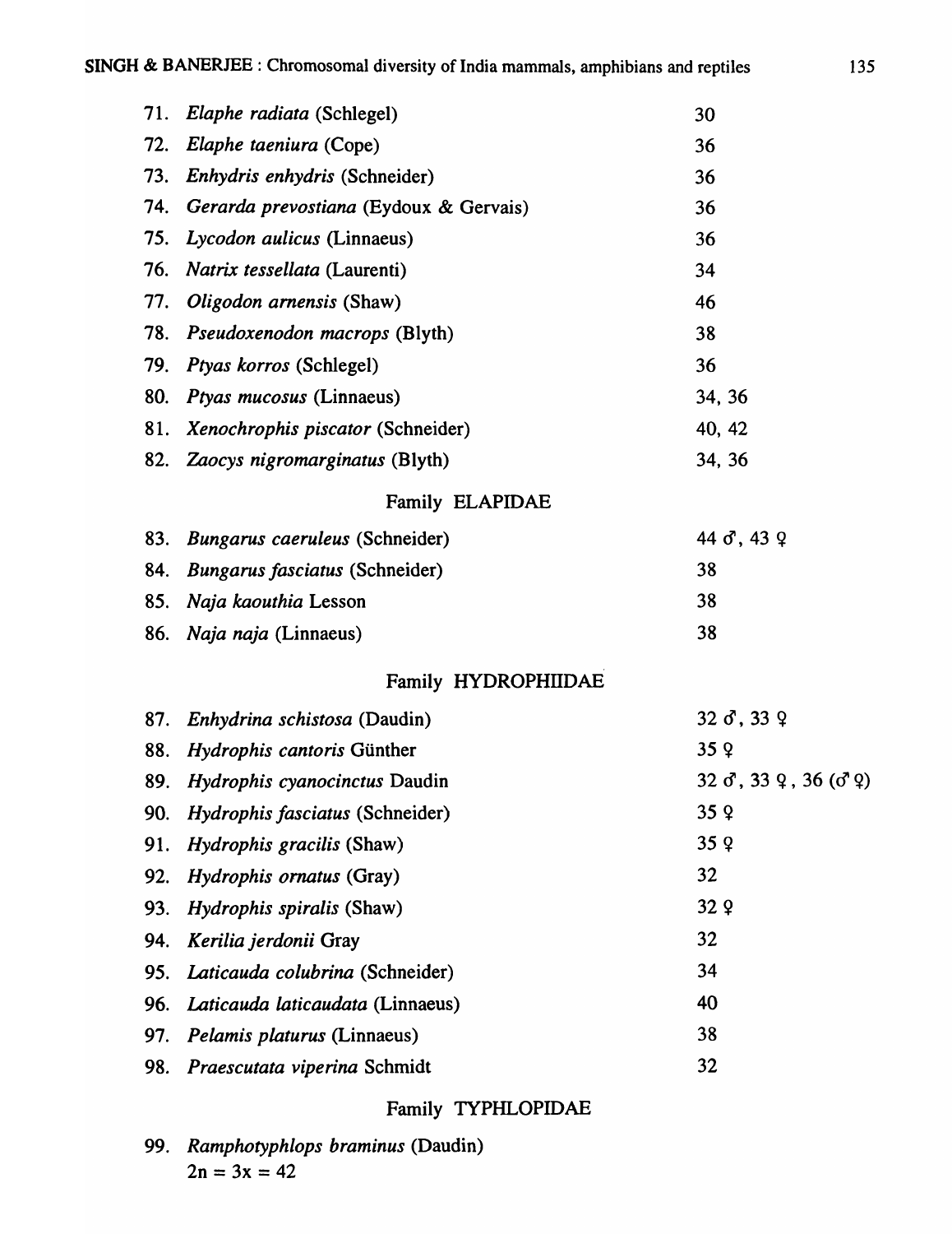| | | |
|---|---|---|
| 71. | *Elaphe radiata* (Schlegel) | 30 |
| 72. | *Elaphe taeniura* (Cope) | 36 |
| 73. | *Enhydris enhydris* (Schneider) | 36 |
| 74. | *Gerarda prevostiana* (Eydoux & Gervais) | 36 |
| 75. | *Lycodon aulicus* (Linnaeus) | 36 |
| 76. | *Natrix tessellata* (Laurenti) | 34 |
| 77. | *Oligodon arnensis* (Shaw) | 46 |
| 78. | *Pseudoxenodon macrops* (Blyth) | 38 |
| 79. | *Ptyas korros* (Schlegel) | 36 |
| 80. | *Ptyas mucosus* (Linnaeus) | 34, 36 |
| 81. | *Xenochrophis piscator* (Schneider) | 40, 42 |
| 82. | *Zaocys nigromarginatus* (Blyth) | 34, 36 |

Family ELAPIDAE

| | | |
|---|---|---|
| 83. | *Bungarus caeruleus* (Schneider) | 44 ♂, 43 ♀ |
| 84. | *Bungarus fasciatus* (Schneider) | 38 |
| 85. | *Naja kaouthia* Lesson | 38 |
| 86. | *Naja naja* (Linnaeus) | 38 |

Family HYDROPHIIDAE

| | | |
|---|---|---|
| 87. | *Enhydrina schistosa* (Daudin) | 32 ♂, 33 ♀ |
| 88. | *Hydrophis cantoris* Günther | 35 ♀ |
| 89. | *Hydrophis cyanocinctus* Daudin | 32 ♂, 33 ♀, 36 (♂ ♀) |
| 90. | *Hydrophis fasciatus* (Schneider) | 35 ♀ |
| 91. | *Hydrophis gracilis* (Shaw) | 35 ♀ |
| 92. | *Hydrophis ornatus* (Gray) | 32 |
| 93. | *Hydrophis spiralis* (Shaw) | 32 ♀ |
| 94. | *Kerilia jerdonii* Gray | 32 |
| 95. | *Laticauda colubrina* (Schneider) | 34 |
| 96. | *Laticauda laticaudata* (Linnaeus) | 40 |
| 97. | *Pelamis platurus* (Linnaeus) | 38 |
| 98. | *Praescutata viperina* Schmidt | 32 |

Family TYPHLOPIDAE

99. *Ramphotyphlops braminus* (Daudin)
$2n = 3x = 42$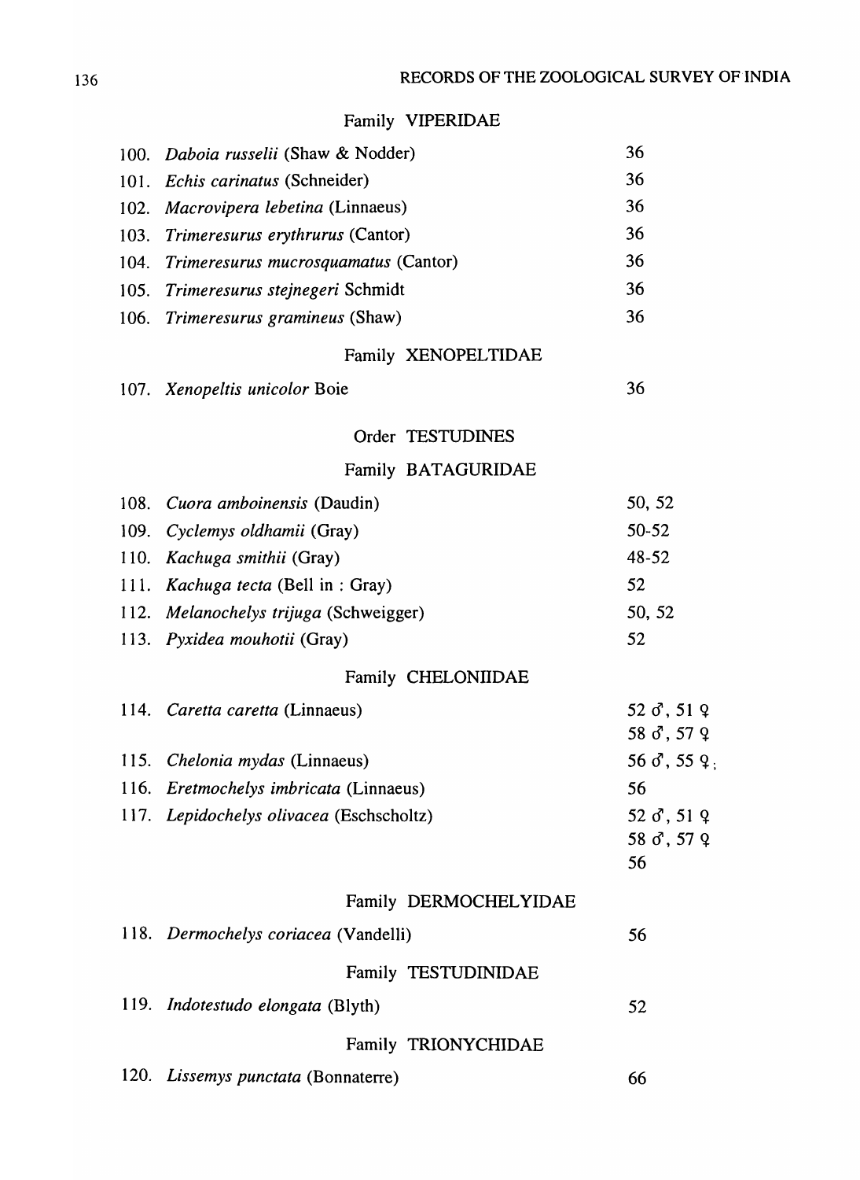### Family VIPERIDAE

| | | |
|---|---|---|
| 100. | *Daboia russelii* (Shaw & Nodder) | 36 |
| 101. | *Echis carinatus* (Schneider) | 36 |
| 102. | *Macrovipera lebetina* (Linnaeus) | 36 |
| 103. | *Trimeresurus erythrurus* (Cantor) | 36 |
| 104. | *Trimeresurus mucrosquamatus* (Cantor) | 36 |
| 105. | *Trimeresurus stejnegeri* Schmidt | 36 |
| 106. | *Trimeresurus gramineus* (Shaw) | 36 |

### Family XENOPELTIDAE

| | | |
|---|---|---|
| 107. | *Xenopeltis unicolor* Boie | 36 |

## Order TESTUDINES

### Family BATAGURIDAE

| | | |
|---|---|---|
| 108. | *Cuora amboinensis* (Daudin) | 50, 52 |
| 109. | *Cyclemys oldhamii* (Gray) | 50-52 |
| 110. | *Kachuga smithii* (Gray) | 48-52 |
| 111. | *Kachuga tecta* (Bell in : Gray) | 52 |
| 112. | *Melanochelys trijuga* (Schweigger) | 50, 52 |
| 113. | *Pyxidea mouhotii* (Gray) | 52 |

### Family CHELONIIDAE

| | | |
|---|---|---|
| 114. | *Caretta caretta* (Linnaeus) | 52 ♂, 51 ♀<br>58 ♂, 57 ♀ |
| 115. | *Chelonia mydas* (Linnaeus) | 56 ♂, 55 ♀; |
| 116. | *Eretmochelys imbricata* (Linnaeus) | 56 |
| 117. | *Lepidochelys olivacea* (Eschscholtz) | 52 ♂, 51 ♀<br>58 ♂, 57 ♀<br>56 |

### Family DERMOCHELYIDAE

| | | |
|---|---|---|
| 118. | *Dermochelys coriacea* (Vandelli) | 56 |

### Family TESTUDINIDAE

| | | |
|---|---|---|
| 119. | *Indotestudo elongata* (Blyth) | 52 |

### Family TRIONYCHIDAE

| | | |
|---|---|---|
| 120. | *Lissemys punctata* (Bonnaterre) | 66 |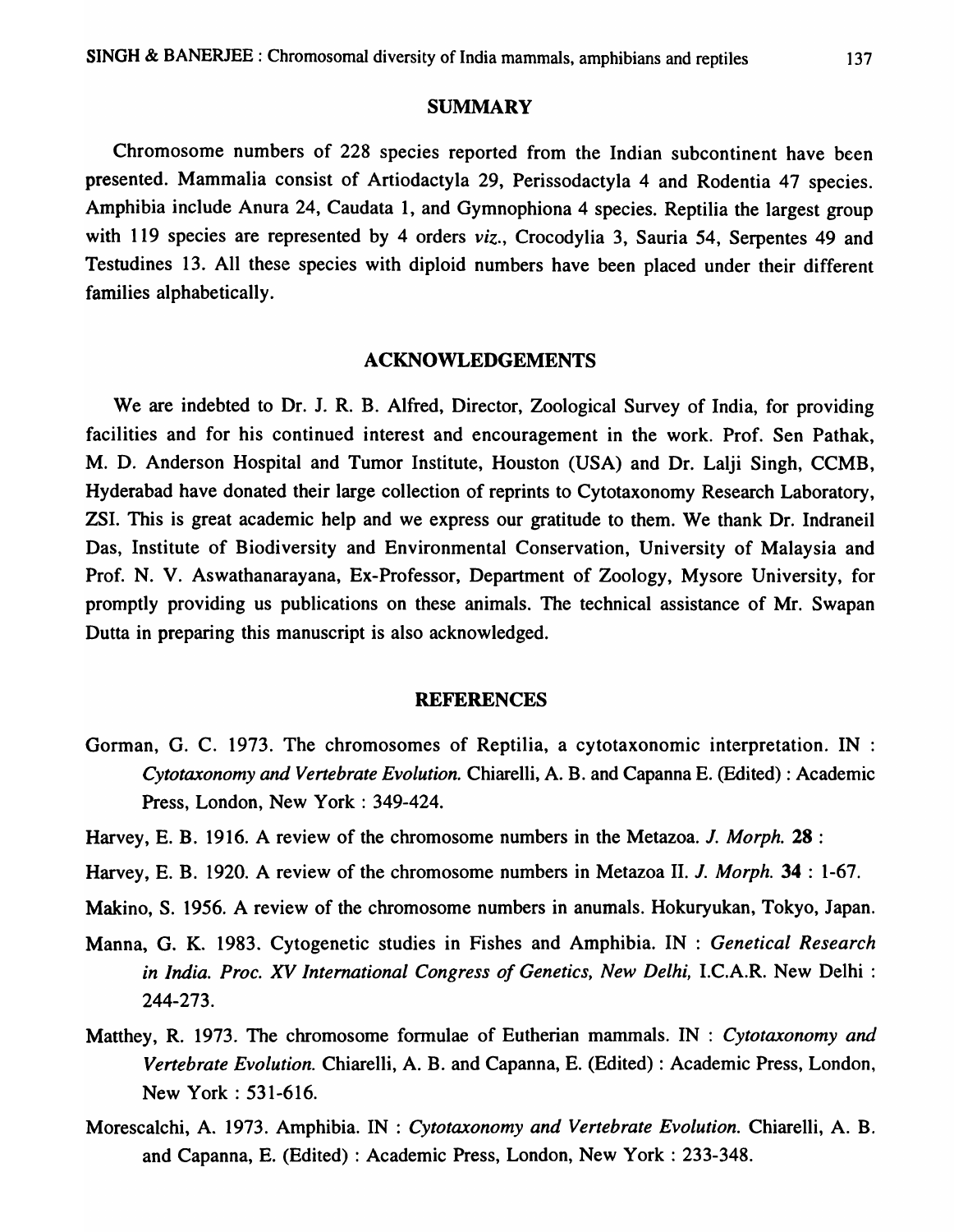## SUMMARY

Chromosome numbers of 228 species reported from the Indian subcontinent have been presented. Mammalia consist of Artiodactyla 29, Perissodactyla 4 and Rodentia 47 species. Amphibia include Anura 24, Caudata 1, and Gymnophiona 4 species. Reptilia the largest group with 119 species are represented by 4 orders *viz.*, Crocodylia 3, Sauria 54, Serpentes 49 and Testudines 13. All these species with diploid numbers have been placed under their different families alphabetically.

## ACKNOWLEDGEMENTS

We are indebted to Dr. J. R. B. Alfred, Director, Zoological Survey of India, for providing facilities and for his continued interest and encouragement in the work. Prof. Sen Pathak, M. D. Anderson Hospital and Tumor Institute, Houston (USA) and Dr. Lalji Singh, CCMB, Hyderabad have donated their large collection of reprints to Cytotaxonomy Research Laboratory, ZSI. This is great academic help and we express our gratitude to them. We thank Dr. Indraneil Das, Institute of Biodiversity and Environmental Conservation, University of Malaysia and Prof. N. V. Aswathanarayana, Ex-Professor, Department of Zoology, Mysore University, for promptly providing us publications on these animals. The technical assistance of Mr. Swapan Dutta in preparing this manuscript is also acknowledged.

## REFERENCES

Gorman, G. C. 1973. The chromosomes of Reptilia, a cytotaxonomic interpretation. IN : *Cytotaxonomy and Vertebrate Evolution.* Chiarelli, A. B. and Capanna E. (Edited) : Academic Press, London, New York : 349-424.

Harvey, E. B. 1916. A review of the chromosome numbers in the Metazoa. *J. Morph.* **28** :

Harvey, E. B. 1920. A review of the chromosome numbers in Metazoa II. *J. Morph.* **34** : 1-67.

Makino, S. 1956. A review of the chromosome numbers in anumals. Hokuryukan, Tokyo, Japan.

Manna, G. K. 1983. Cytogenetic studies in Fishes and Amphibia. IN : *Genetical Research in India. Proc. XV International Congress of Genetics, New Delhi,* I.C.A.R. New Delhi : 244-273.

Matthey, R. 1973. The chromosome formulae of Eutherian mammals. IN : *Cytotaxonomy and Vertebrate Evolution.* Chiarelli, A. B. and Capanna, E. (Edited) : Academic Press, London, New York : 531-616.

Morescalchi, A. 1973. Amphibia. IN : *Cytotaxonomy and Vertebrate Evolution.* Chiarelli, A. B. and Capanna, E. (Edited) : Academic Press, London, New York : 233-348.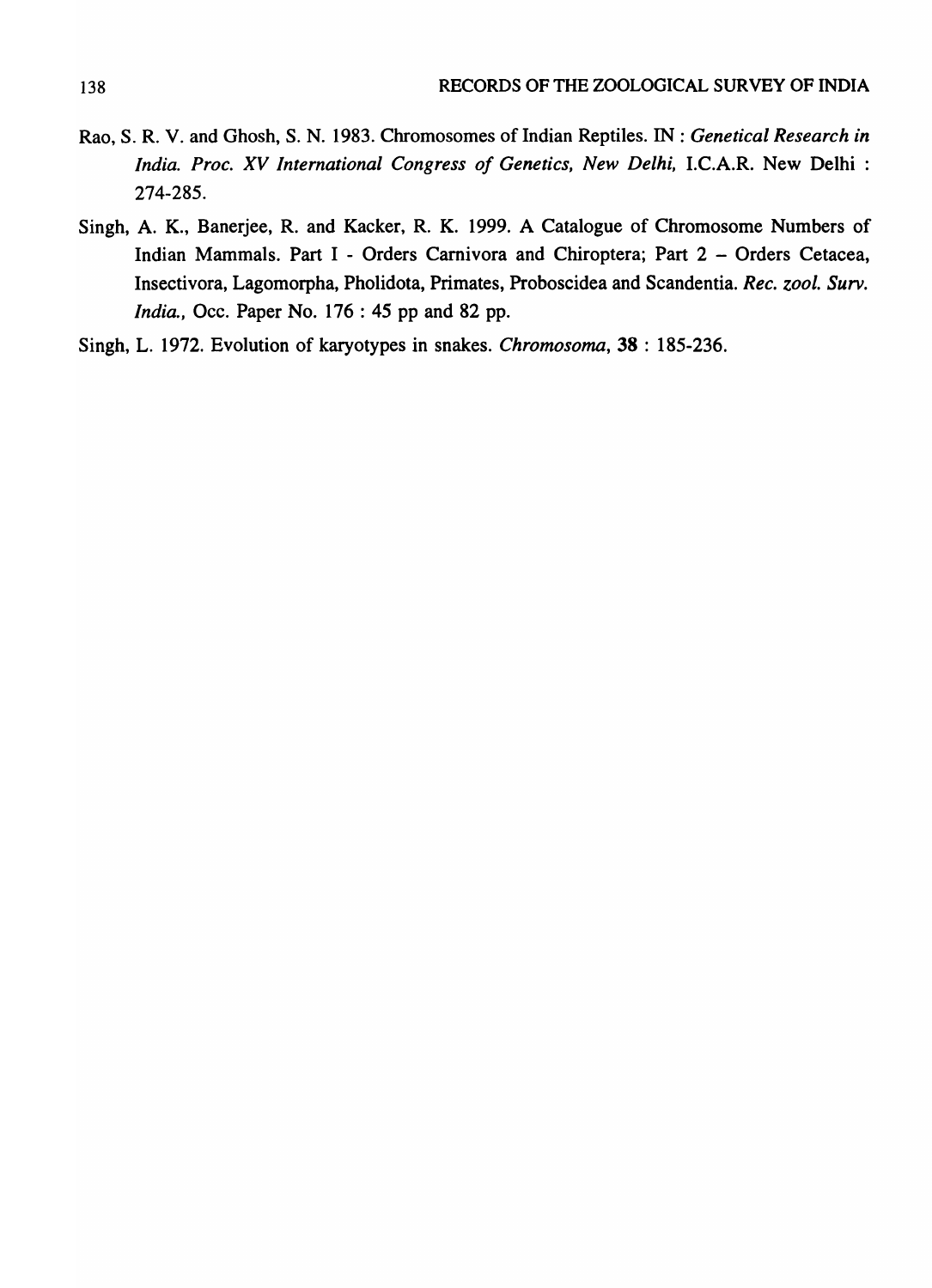Rao, S. R. V. and Ghosh, S. N. 1983. Chromosomes of Indian Reptiles. IN : *Genetical Research in India. Proc. XV International Congress of Genetics, New Delhi,* I.C.A.R. New Delhi : 274-285.

Singh, A. K., Banerjee, R. and Kacker, R. K. 1999. A Catalogue of Chromosome Numbers of Indian Mammals. Part I - Orders Carnivora and Chiroptera; Part 2 – Orders Cetacea, Insectivora, Lagomorpha, Pholidota, Primates, Proboscidea and Scandentia. *Rec. zool. Surv. India.,* Occ. Paper No. 176 : 45 pp and 82 pp.

Singh, L. 1972. Evolution of karyotypes in snakes. *Chromosoma,* **38** : 185-236.